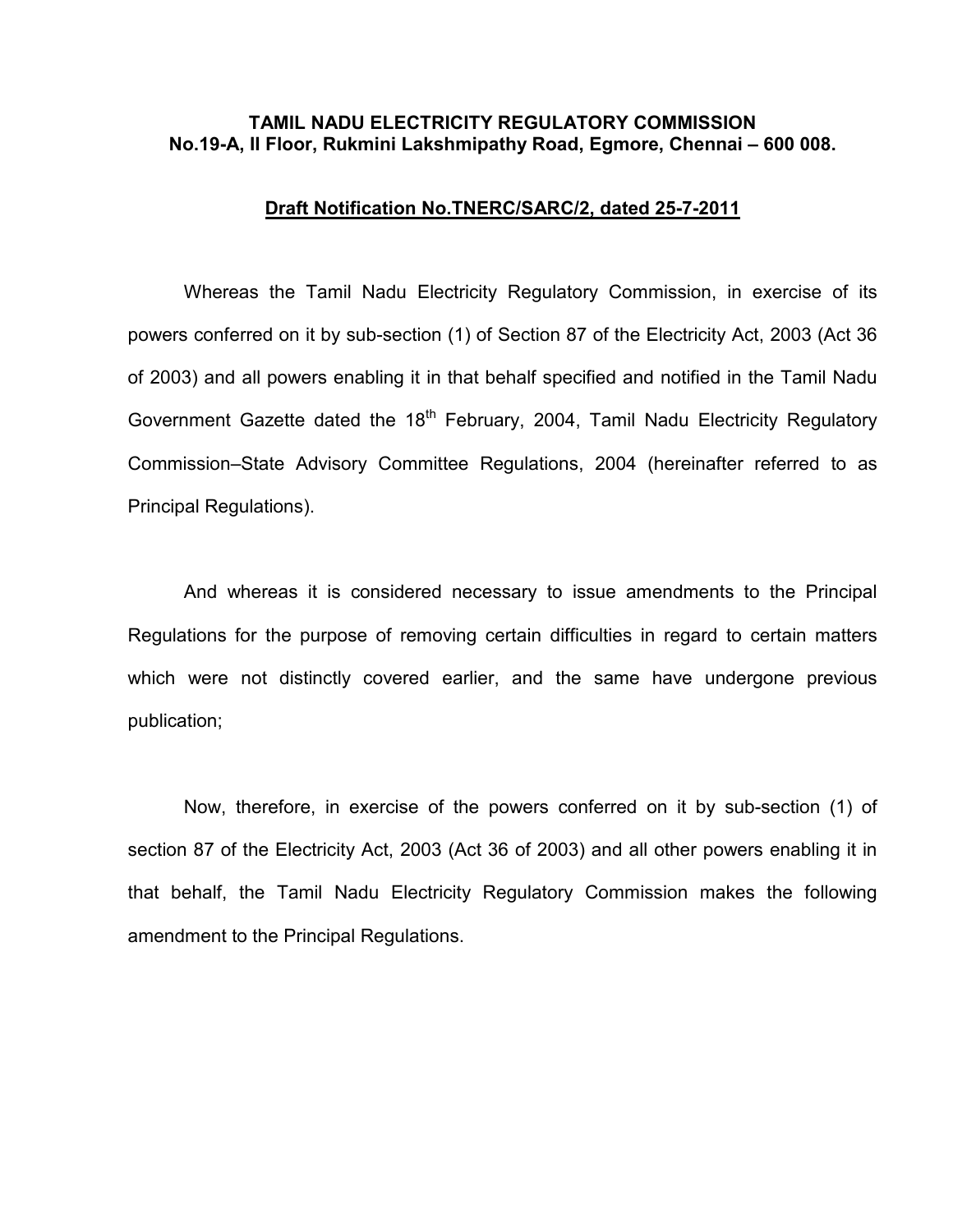**TAMIL NADU ELECTRICITY REGULATORY COMMISSION**
**No.19-A, II Floor, Rukmini Lakshmipathy Road, Egmore, Chennai – 600 008.**

**Draft Notification No.TNERC/SARC/2, dated 25-7-2011**

Whereas the Tamil Nadu Electricity Regulatory Commission, in exercise of its powers conferred on it by sub-section (1) of Section 87 of the Electricity Act, 2003 (Act 36 of 2003) and all powers enabling it in that behalf specified and notified in the Tamil Nadu Government Gazette dated the 18th February, 2004, Tamil Nadu Electricity Regulatory Commission–State Advisory Committee Regulations, 2004 (hereinafter referred to as Principal Regulations).

And whereas it is considered necessary to issue amendments to the Principal Regulations for the purpose of removing certain difficulties in regard to certain matters which were not distinctly covered earlier, and the same have undergone previous publication;

Now, therefore, in exercise of the powers conferred on it by sub-section (1) of section 87 of the Electricity Act, 2003 (Act 36 of 2003) and all other powers enabling it in that behalf, the Tamil Nadu Electricity Regulatory Commission makes the following amendment to the Principal Regulations.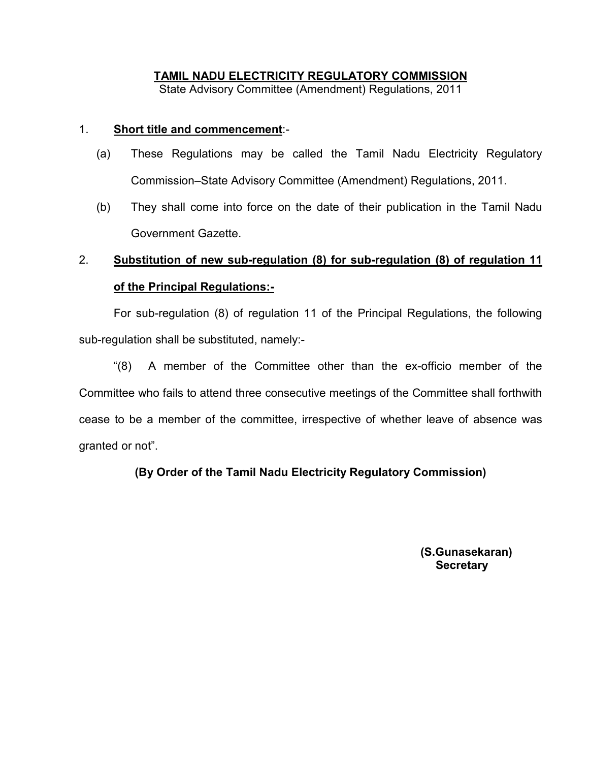**TAMIL NADU ELECTRICITY REGULATORY COMMISSION**

State Advisory Committee (Amendment) Regulations, 2011

1. **Short title and commencement**:-

   (a) These Regulations may be called the Tamil Nadu Electricity Regulatory Commission–State Advisory Committee (Amendment) Regulations, 2011.

   (b) They shall come into force on the date of their publication in the Tamil Nadu Government Gazette.

2. **Substitution of new sub-regulation (8) for sub-regulation (8) of regulation 11 of the Principal Regulations:-**

   For sub-regulation (8) of regulation 11 of the Principal Regulations, the following sub-regulation shall be substituted, namely:-

   "(8) A member of the Committee other than the ex-officio member of the Committee who fails to attend three consecutive meetings of the Committee shall forthwith cease to be a member of the committee, irrespective of whether leave of absence was granted or not".

**(By Order of the Tamil Nadu Electricity Regulatory Commission)**

**(S.Gunasekaran)**
**Secretary**